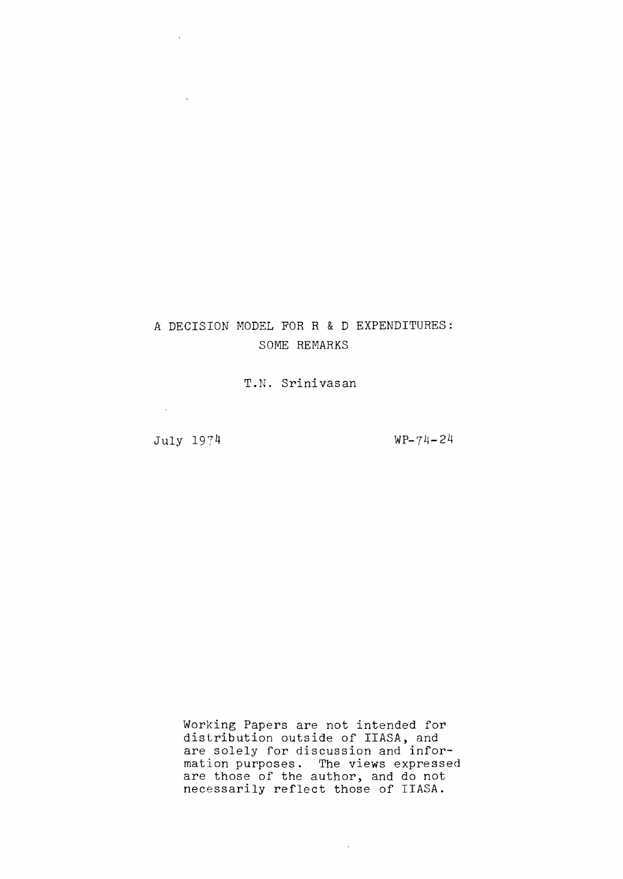# A DECISION MODEL FOR R & D EXPENDITURES: SOME REMARKS

T.N. Srinivasan

July 1974

WP-74-24

Working Papers are not intended for distribution outside of IIASA, and are solely for discussion and information purposes. The views expressed are those of the author, and do not necessarily reflect those of IIASA.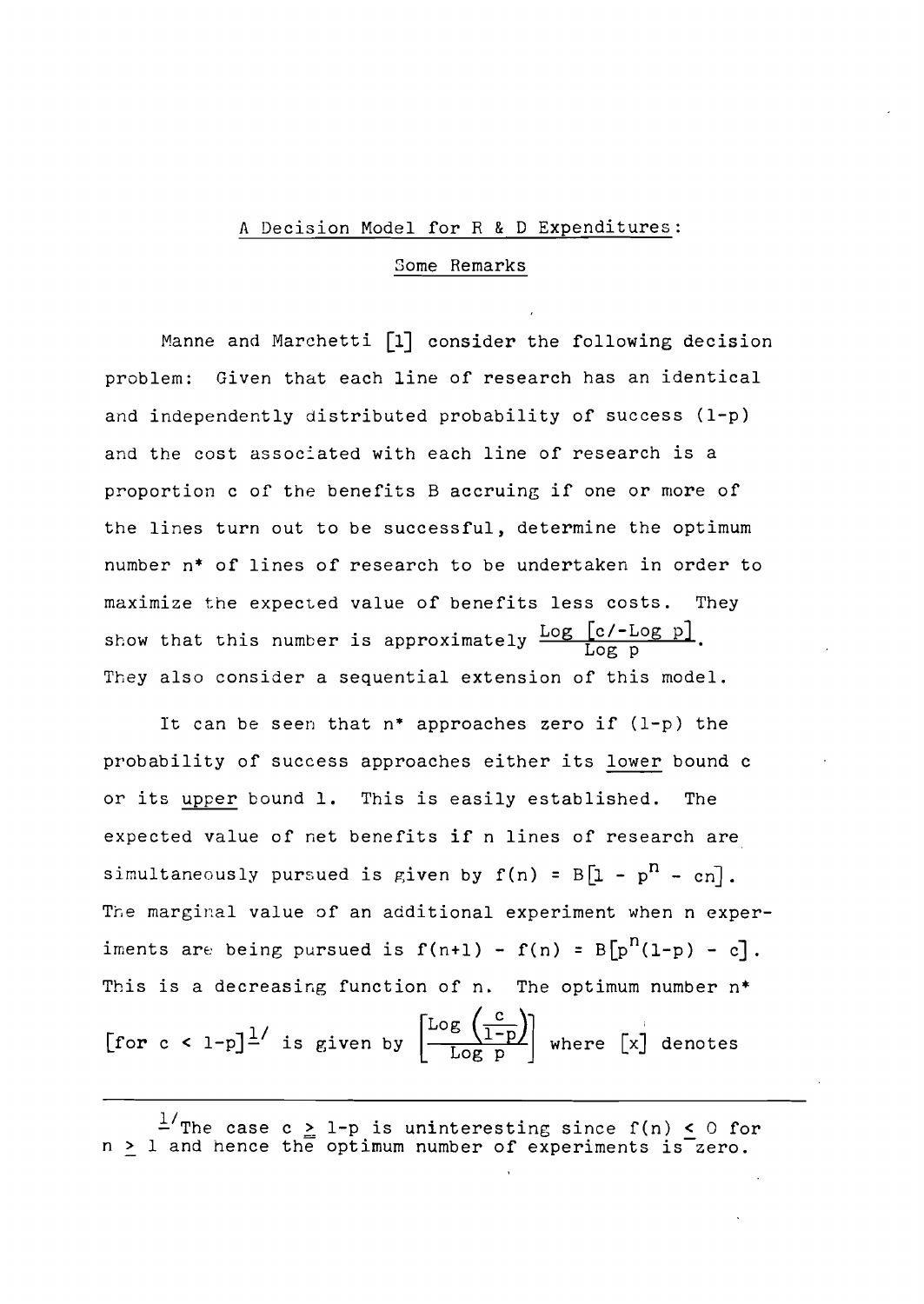# A Decision Model for R & D Expenditures:

## Some Remarks

Manne and Marchetti [1] consider the following decision problem: Given that each line of research has an identical and independently distributed probability of success (1-p) and the cost associated with each line of research is a proportion c of the benefits B accruing if one or more of the lines turn out to be successful, determine the optimum number n* of lines of research to be undertaken in order to maximize the expected value of benefits less costs. They show that this number is approximately $\frac{\text{Log }[c/-\text{Log } p]}{\text{Log } p}$. They also consider a sequential extension of this model.

It can be seen that n* approaches zero if (1-p) the probability of success approaches either its <u>lower</u> bound c or its <u>upper</u> bound 1. This is easily established. The expected value of net benefits if n lines of research are simultaneously pursued is given by $f(n) = B[1 - p^n - cn]$. The marginal value of an additional experiment when n experiments are being pursued is $f(n+1) - f(n) = B[p^n(1-p) - c]$. This is a decreasing function of n. The optimum number n* [for $c < 1-p$][1] is given by $\left[\frac{\text{Log }\left(\frac{c}{1-p}\right)}{\text{Log } p}\right]$ where [x] denotes

---

[1] The case $c \geq 1-p$ is uninteresting since $f(n) \leq 0$ for $n \geq 1$ and hence the optimum number of experiments is zero.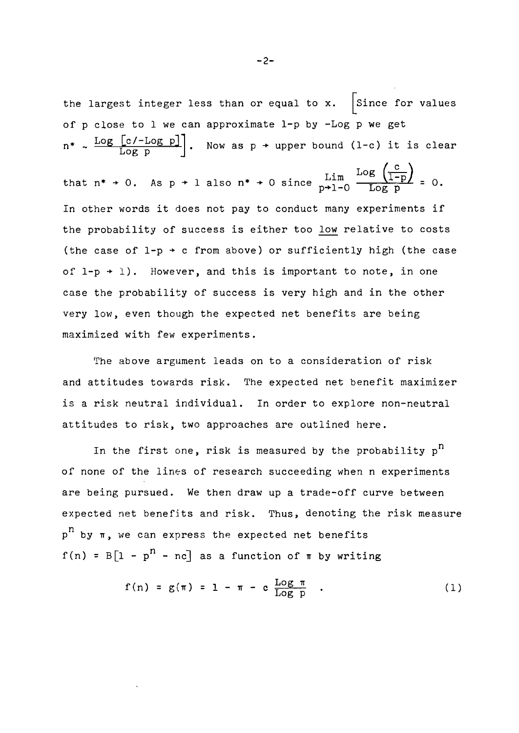the largest integer less than or equal to x. [Since for values of p close to 1 we can approximate 1-p by -Log p we get $n^* \sim \frac{\text{Log}\,[c/-\text{Log}\;p]}{\text{Log}\;p}$]. Now as $p \to$ upper bound $(1-c)$ it is clear that $n^* \to 0$. As $p \to 1$ also $n^* \to 0$ since $\lim_{p \to 1-0} \frac{\text{Log}\left(\frac{c}{1-p}\right)}{\text{Log}\;p} = 0$. In other words it does not pay to conduct many experiments if the probability of success is either too <u>low</u> relative to costs (the case of $1-p \to c$ from above) or sufficiently high (the case of $1-p \to 1$). However, and this is important to note, in one case the probability of success is very high and in the other very low, even though the expected net benefits are being maximized with few experiments.

The above argument leads on to a consideration of risk and attitudes towards risk. The expected net benefit maximizer is a risk neutral individual. In order to explore non-neutral attitudes to risk, two approaches are outlined here.

In the first one, risk is measured by the probability $p^n$ of none of the lines of research succeeding when n experiments are being pursued. We then draw up a trade-off curve between expected net benefits and risk. Thus, denoting the risk measure $p^n$ by $\pi$, we can express the expected net benefits $f(n) = B[1 - p^n - nc]$ as a function of $\pi$ by writing

$$f(n) = g(\pi) = 1 - \pi - c\,\frac{\text{Log}\;\pi}{\text{Log}\;p} \quad . \tag{1}$$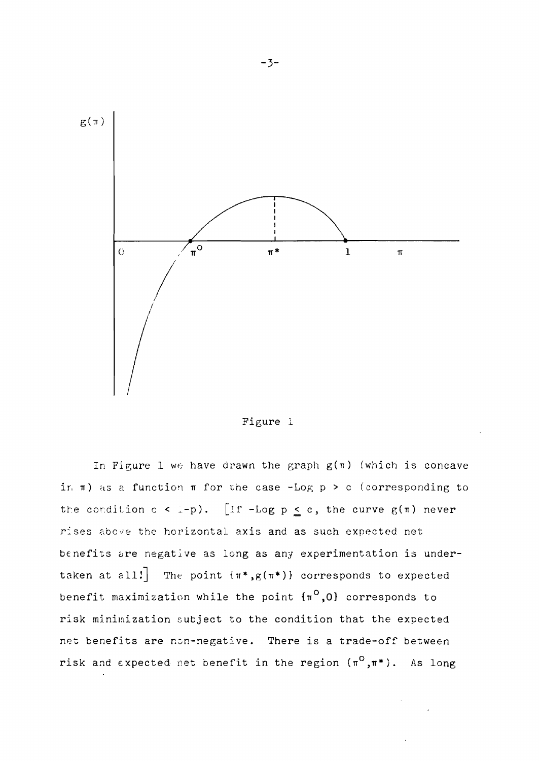Figure 1

In Figure 1 we have drawn the graph $g(\pi)$ (which is concave in $\pi$) as a function $\pi$ for the case $-\text{Log } p > c$ (corresponding to the condition $c < 1-p$). [If $-\text{Log } p \leq c$, the curve $g(\pi)$ never rises above the horizontal axis and as such expected net benefits are negative as long as any experimentation is undertaken at all!] The point $\{\pi^*, g(\pi^*)\}$ corresponds to expected benefit maximization while the point $\{\pi^o, 0\}$ corresponds to risk minimization subject to the condition that the expected net benefits are non-negative. There is a trade-off between risk and expected net benefit in the region $(\pi^o, \pi^*)$. As long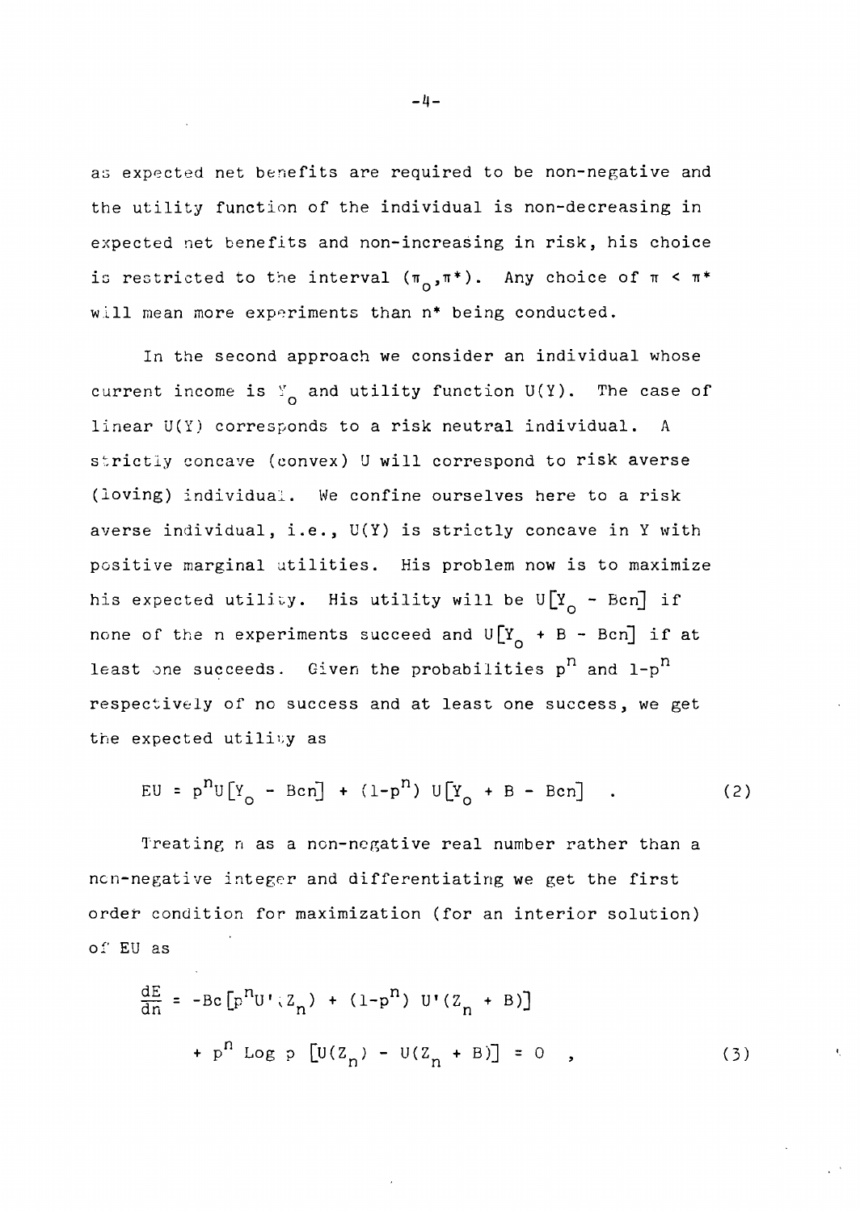as expected net benefits are required to be non-negative and the utility function of the individual is non-decreasing in expected net benefits and non-increasing in risk, his choice is restricted to the interval $(\pi_o, \pi^*)$. Any choice of $\pi < \pi^*$ will mean more experiments than $n^*$ being conducted.

In the second approach we consider an individual whose current income is $Y_o$ and utility function $U(Y)$. The case of linear $U(Y)$ corresponds to a risk neutral individual. A strictly concave (convex) U will correspond to risk averse (loving) individual. We confine ourselves here to a risk averse individual, i.e., $U(Y)$ is strictly concave in Y with positive marginal utilities. His problem now is to maximize his expected utility. His utility will be $U[Y_o - Bcn]$ if none of the n experiments succeed and $U[Y_o + B - Bcn]$ if at least one succeeds. Given the probabilities $p^n$ and $1-p^n$ respectively of no success and at least one success, we get the expected utility as

$$EU = p^n U[Y_o - Bcn] + (1-p^n) U[Y_o + B - Bcn] \quad . \tag{2}$$

Treating n as a non-negative real number rather than a non-negative integer and differentiating we get the first order condition for maximization (for an interior solution) of EU as

$$\frac{dE}{dn} = -Bc[p^n U'(Z_n) + (1-p^n) U'(Z_n + B)] + p^n \text{ Log } p \; [U(Z_n) - U(Z_n + B)] = 0 \quad , \tag{3}$$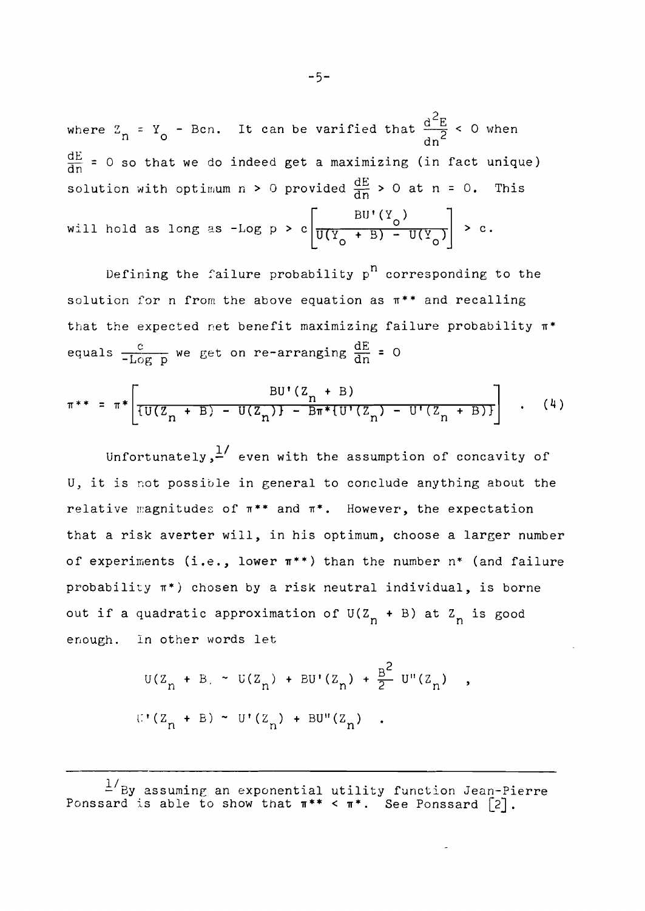where $Z_n = Y_o - Bcn$. It can be varified that $\frac{d^2E}{dn^2} < 0$ when $\frac{dE}{dn} = 0$ so that we do indeed get a maximizing (in fact unique) solution with optimum $n > 0$ provided $\frac{dE}{dn} > 0$ at $n = 0$. This will hold as long as $-\text{Log } p > c\left[\frac{BU'(Y_o)}{U(Y_o + B) - U(Y_o)}\right] > c$.

Defining the failure probability $p^n$ corresponding to the solution for n from the above equation as $\pi^{**}$ and recalling that the expected net benefit maximizing failure probability $\pi^*$ equals $\frac{c}{-\text{Log } p}$ we get on re-arranging $\frac{dE}{dn} = 0$

$$\pi^{**} = \pi^*\left[\frac{BU'(Z_n + B)}{\{U(Z_n + B) - U(Z_n)\} - B\pi^*\{U'(Z_n) - U'(Z_n + B)\}}\right] \quad . \quad (4)$$

Unfortunately,[1] even with the assumption of concavity of U, it is not possible in general to conclude anything about the relative magnitudes of $\pi^{**}$ and $\pi^*$. However, the expectation that a risk averter will, in his optimum, choose a larger number of experiments (i.e., lower $\pi^{**}$) than the number $n^*$ (and failure probability $\pi^*$) chosen by a risk neutral individual, is borne out if a quadratic approximation of $U(Z_n + B)$ at $Z_n$ is good enough. In other words let

$$U(Z_n + B) \sim U(Z_n) + BU'(Z_n) + \frac{B^2}{2} U''(Z_n) \quad ,$$

$$U'(Z_n + B) \sim U'(Z_n) + BU''(Z_n) \quad .$$

---

[1] By assuming an exponential utility function Jean-Pierre Ponssard is able to show that $\pi^{**} < \pi^*$. See Ponssard [2].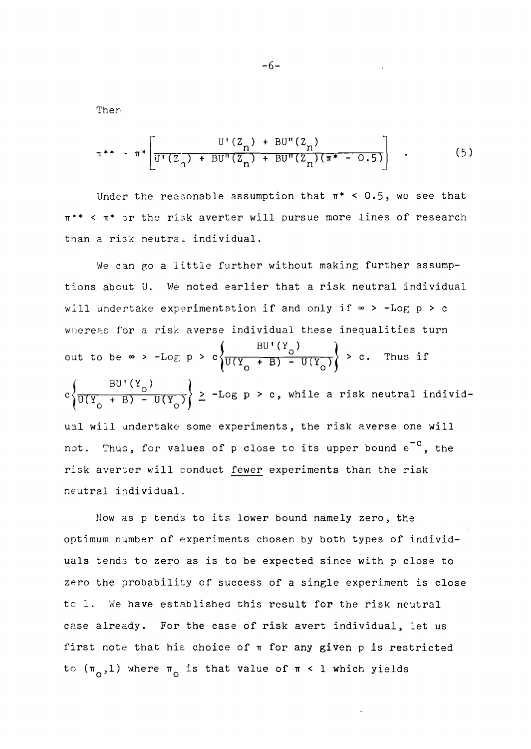Then

$$\pi^{**} \sim \pi^{*} \left[ \frac{U'(Z_n) + BU''(Z_n)}{U'(Z_n) + BU''(Z_n) + BU''(Z_n)(\pi^* - 0.5)} \right] \quad . \tag{5}$$

Under the reasonable assumption that $\pi^* < 0.5$, we see that $\pi^{**} < \pi^*$ or the risk averter will pursue more lines of research than a risk neutral individual.

We can go a little further without making further assumptions about U. We noted earlier that a risk neutral individual will undertake experimentation if and only if $\infty > -\text{Log } p > c$ whereas for a risk averse individual these inequalities turn out to be $\infty > -\text{Log } p > c\left\{\frac{BU'(Y_o)}{U(Y_o + B) - U(Y_o)}\right\} > c$. Thus if $c\left\{\frac{BU'(Y_o)}{U(Y_o + B) - U(Y_o)}\right\} \geq -\text{Log } p > c$, while a risk neutral individual will undertake some experiments, the risk averse one will not. Thus, for values of p close to its upper bound $e^{-c}$, the risk averter will conduct <u>fewer</u> experiments than the risk neutral individual.

Now as p tends to its lower bound namely zero, the optimum number of experiments chosen by both types of individuals tends to zero as is to be expected since with p close to zero the probability of success of a single experiment is close to 1. We have established this result for the risk neutral case already. For the case of risk avert individual, let us first note that his choice of $\pi$ for any given p is restricted to $(\pi_o, 1)$ where $\pi_o$ is that value of $\pi < 1$ which yields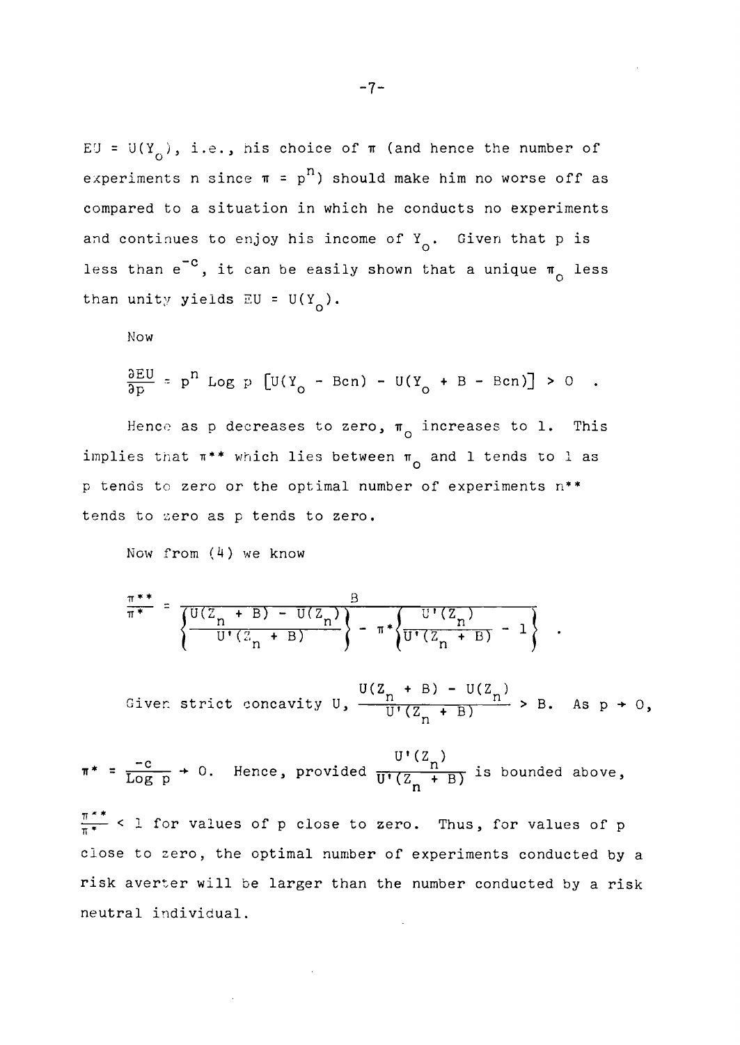$EU = U(Y_o)$, i.e., his choice of $\pi$ (and hence the number of experiments n since $\pi = p^n$) should make him no worse off as compared to a situation in which he conducts no experiments and continues to enjoy his income of $Y_o$. Given that p is less than $e^{-c}$, it can be easily shown that a unique $\pi_o$ less than unity yields $EU = U(Y_o)$.

Now

$$\frac{\partial EU}{\partial p} = p^n \text{ Log } p \left[U(Y_o - Bcn) - U(Y_o + B - Bcn)\right] > 0 \quad .$$

Hence as p decreases to zero, $\pi_o$ increases to 1. This implies that $\pi^{**}$ which lies between $\pi_o$ and 1 tends to 1 as p tends to zero or the optimal number of experiments $n^{**}$ tends to zero as p tends to zero.

Now from (4) we know

$$\frac{\pi^{**}}{\pi^*} = \frac{B}{\left\{\frac{U(Z_n + B) - U(Z_n)}{U'(Z_n + B)}\right\} - \pi^*\left\{\frac{U'(Z_n)}{U'(Z_n + B)} - 1\right\}} \quad .$$

Given strict concavity U, $\frac{U(Z_n + B) - U(Z_n)}{U'(Z_n + B)} > B$. As $p \to 0$, $\pi^* = \frac{-c}{\text{Log } p} \to 0$. Hence, provided $\frac{U'(Z_n)}{U'(Z_n + B)}$ is bounded above, $\frac{\pi^{**}}{\pi^*} < 1$ for values of p close to zero. Thus, for values of p close to zero, the optimal number of experiments conducted by a risk averter will be larger than the number conducted by a risk neutral individual.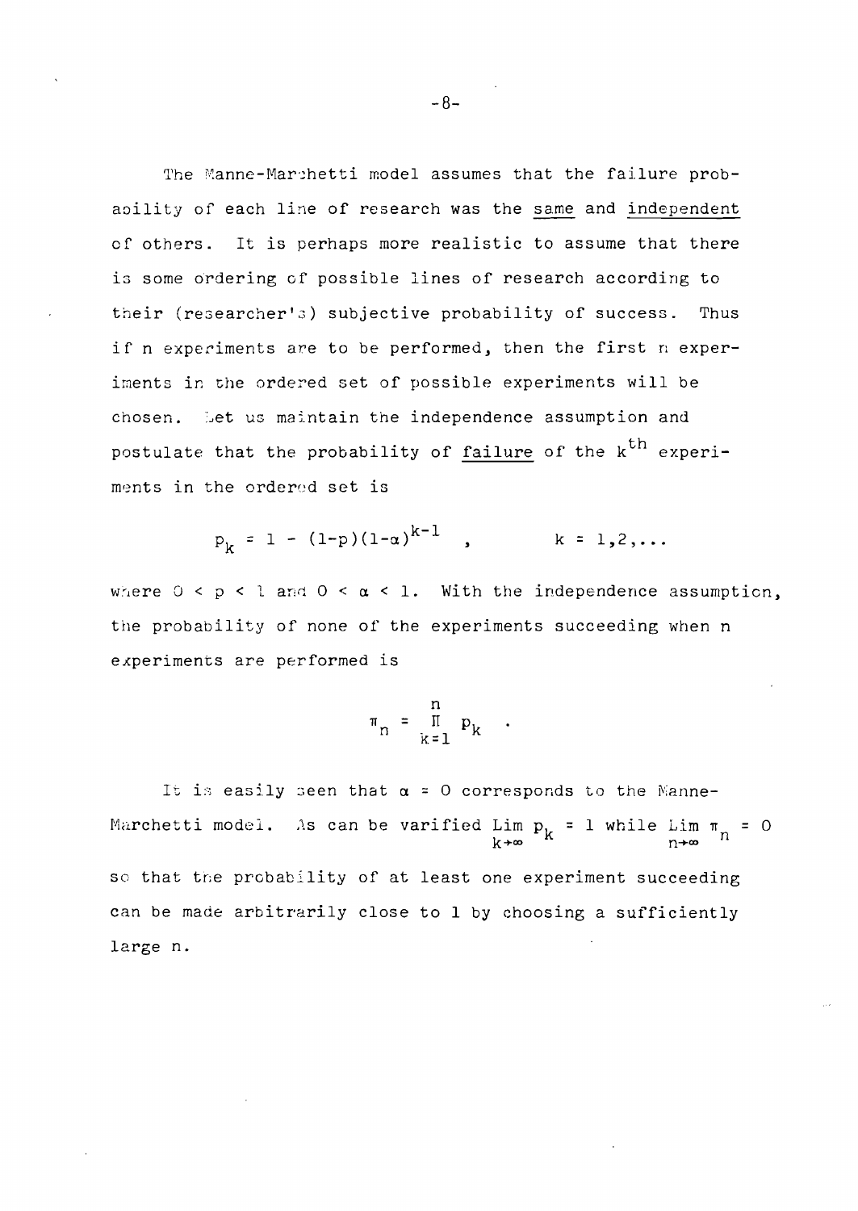The Manne-Marchetti model assumes that the failure probability of each line of research was the <u>same</u> and <u>independent</u> of others. It is perhaps more realistic to assume that there is some ordering of possible lines of research according to their (researcher's) subjective probability of success. Thus if n experiments are to be performed, then the first n experiments in the ordered set of possible experiments will be chosen. Let us maintain the independence assumption and postulate that the probability of <u>failure</u> of the $k^{th}$ experiments in the ordered set is

$$p_k = 1 - (1-p)(1-\alpha)^{k-1} \quad , \qquad k = 1,2,\ldots$$

where $0 < p < 1$ and $0 < \alpha < 1$. With the independence assumption, the probability of none of the experiments succeeding when n experiments are performed is

$$\pi_n = \prod_{k=1}^{n} p_k \quad .$$

It is easily seen that $\alpha = 0$ corresponds to the Manne-Marchetti model. As can be varified $\lim_{k\to\infty} p_k = 1$ while $\lim_{n\to\infty} \pi_n = 0$ so that the probability of at least one experiment succeeding can be made arbitrarily close to 1 by choosing a sufficiently large n.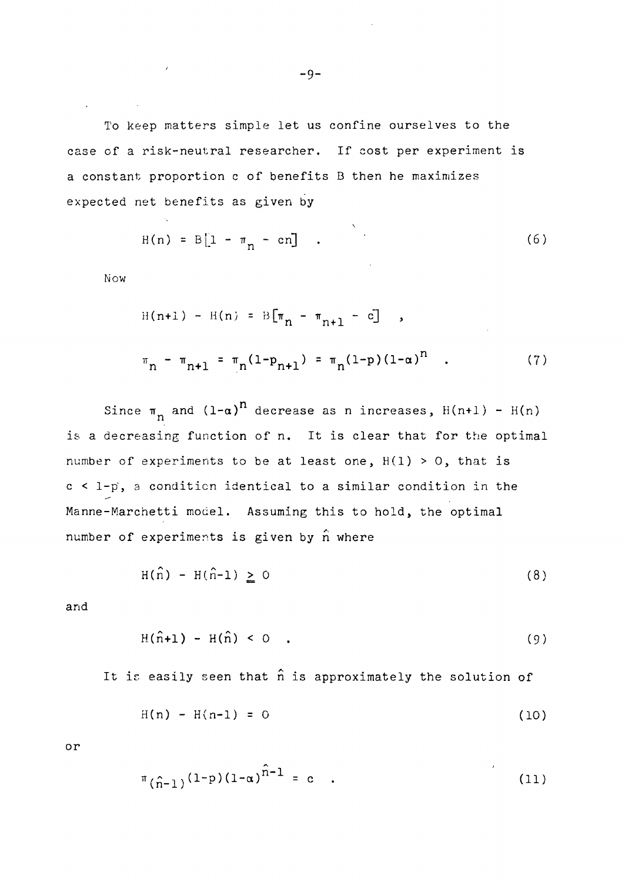To keep matters simple let us confine ourselves to the case of a risk-neutral researcher. If cost per experiment is a constant proportion c of benefits B then he maximizes expected net benefits as given by

$$H(n) = B[1 - \pi_n - cn] \quad . \tag{6}$$

Now

$$H(n+1) - H(n) = B[\pi_n - \pi_{n+1} - c] \quad ,$$

$$\pi_n - \pi_{n+1} = \pi_n(1-p_{n+1}) = \pi_n(1-p)(1-\alpha)^n \quad . \tag{7}$$

Since $\pi_n$ and $(1-\alpha)^n$ decrease as n increases, $H(n+1) - H(n)$ is a decreasing function of n. It is clear that for the optimal number of experiments to be at least one, $H(1) > 0$, that is $c < 1-p$, a condition identical to a similar condition in the Manne-Marchetti model. Assuming this to hold, the optimal number of experiments is given by $\hat{n}$ where

$$H(\hat{n}) - H(\hat{n}-1) \geq 0 \tag{8}$$

and

$$H(\hat{n}+1) - H(\hat{n}) < 0 \quad . \tag{9}$$

It is easily seen that $\hat{n}$ is approximately the solution of

$$H(n) - H(n-1) = 0 \tag{10}$$

or

$$\pi_{(\hat{n}-1)}(1-p)(1-\alpha)^{\hat{n}-1} = c \quad . \tag{11}$$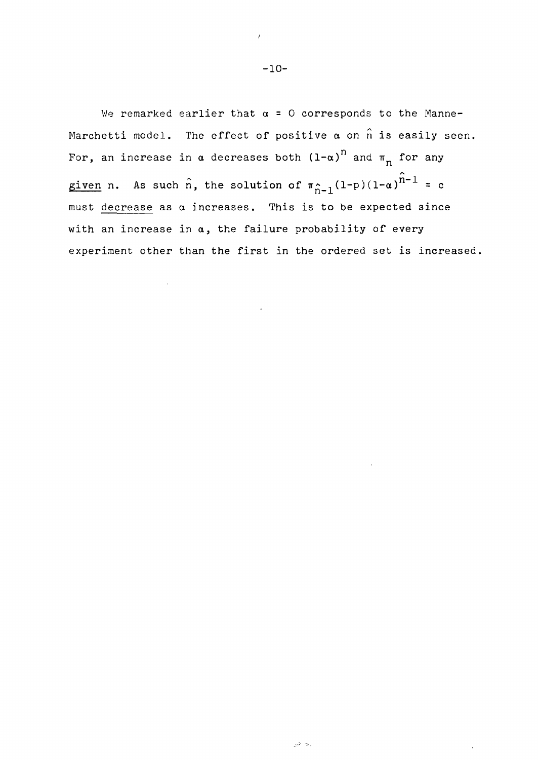We remarked earlier that $\alpha = 0$ corresponds to the Manne-Marchetti model. The effect of positive $\alpha$ on $\hat{n}$ is easily seen. For, an increase in $\alpha$ decreases both $(1-\alpha)^n$ and $\pi_n$ for any given n. As such $\hat{n}$, the solution of $\pi_{\hat{n}-1}(1-p)(1-\alpha)^{\hat{n}-1} = c$ must decrease as $\alpha$ increases. This is to be expected since with an increase in $\alpha$, the failure probability of every experiment other than the first in the ordered set is increased.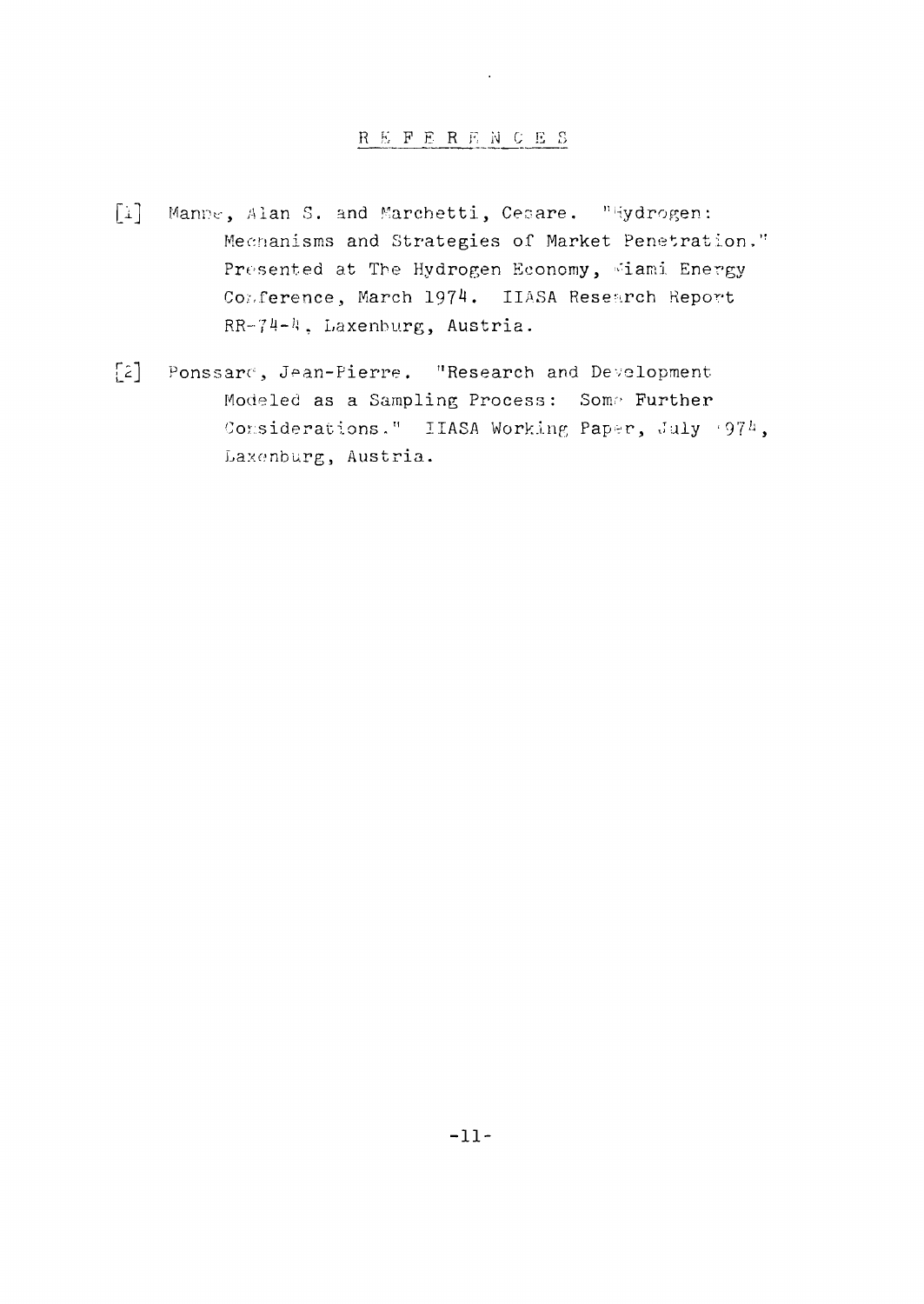# REFERENCES

[1] Manne, Alan S. and Marchetti, Cesare. "Hydrogen: Mechanisms and Strategies of Market Penetration." Presented at The Hydrogen Economy, Miami Energy Conference, March 1974. IIASA Research Report RR-74-4, Laxenburg, Austria.

[2] Ponssard, Jean-Pierre. "Research and Development Modeled as a Sampling Process: Some Further Considerations." IIASA Working Paper, July 1974, Laxenburg, Austria.